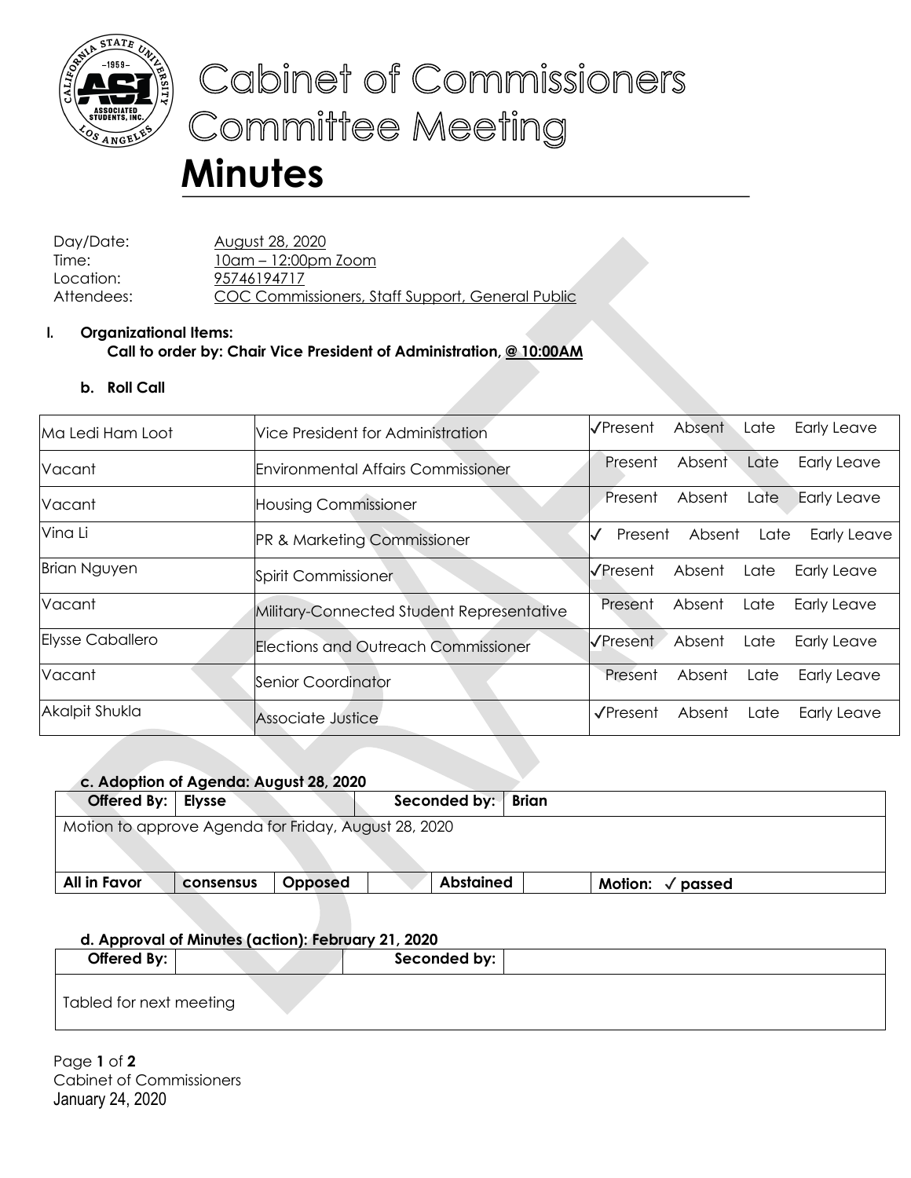# Cabinet of Commissioners Committee Meeting

# Minutes

Day/Date: August 28, 2020
Time: 10am – 12:00pm Zoom
Location: 95746194717
Attendees: COC Commissioners, Staff Support, General Public

**I. Organizational Items:**
**Call to order by: Chair Vice President of Administration, @ 10:00AM**

**b. Roll Call**

| | | |
|---|---|---|
| Ma Ledi Ham Loot | Vice President for Administration | ✓Present Absent Late Early Leave |
| Vacant | Environmental Affairs Commissioner | Present Absent Late Early Leave |
| Vacant | Housing Commissioner | Present Absent Late Early Leave |
| Vina Li | PR & Marketing Commissioner | ✓ Present Absent Late Early Leave |
| Brian Nguyen | Spirit Commissioner | ✓Present Absent Late Early Leave |
| Vacant | Military-Connected Student Representative | Present Absent Late Early Leave |
| Elysse Caballero | Elections and Outreach Commissioner | ✓Present Absent Late Early Leave |
| Vacant | Senior Coordinator | Present Absent Late Early Leave |
| Akalpit Shukla | Associate Justice | ✓Present Absent Late Early Leave |

**c. Adoption of Agenda: August 28, 2020**

| **Offered By:** | Elysse | | | **Seconded by:** | Brian |
|---|---|---|---|---|---|
| Motion to approve Agenda for Friday, August 28, 2020 | | | | | |
| **All in Favor** | consensus | **Opposed** | | **Abstained** | **Motion: ✓ passed** |

**d. Approval of Minutes (action): February 21, 2020**

| **Offered By:** | | **Seconded by:** | |
|---|---|---|---|
| Tabled for next meeting | | | |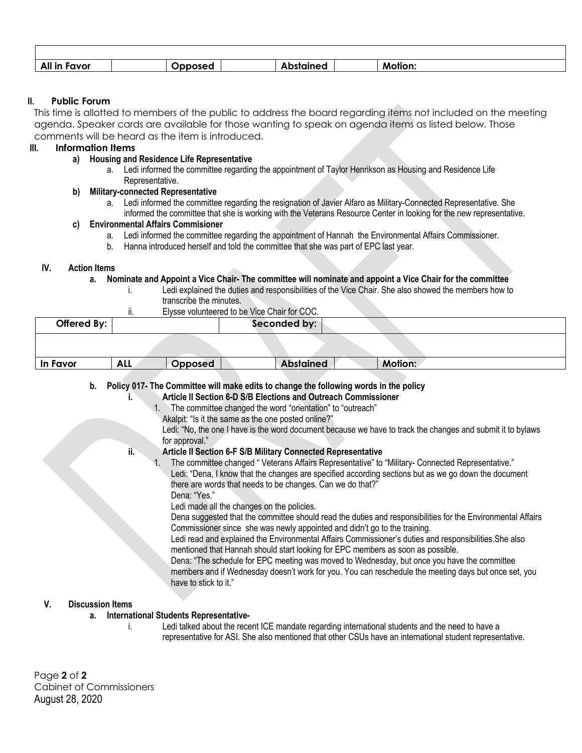| | | | | | | |
|---|---|---|---|---|---|---|
| **All in Favor** | | **Opposed** | | **Abstained** | | **Motion:** |

## II. Public Forum

This time is allotted to members of the public to address the board regarding items not included on the meeting agenda. Speaker cards are available for those wanting to speak on agenda items as listed below. Those comments will be heard as the item is introduced.

## III. Information Items

**a) Housing and Residence Life Representative**

a. Ledi informed the committee regarding the appointment of Taylor Henrikson as Housing and Residence Life Representative.

**b) Military-connected Representative**

a. Ledi informed the committee regarding the resignation of Javier Alfaro as Military-Connected Representative. She informed the committee that she is working with the Veterans Resource Center in looking for the new representative.

**c) Environmental Affairs Commisioner**

a. Ledi informed the committee regarding the appointment of Hannah the Environmental Affairs Commissioner.

b. Hanna introduced herself and told the committee that she was part of EPC last year.

## IV. Action Items

**a. Nominate and Appoint a Vice Chair- The committee will nominate and appoint a Vice Chair for the committee**

i. Ledi explained the duties and responsibilities of the Vice Chair. She also showed the members how to transcribe the minutes.

ii. Elysse volunteered to be Vice Chair for COC.

| **Offered By:** | | | **Seconded by:** | | | |
|---|---|---|---|---|---|---|
| | | | | | | |
| **In Favor** | **ALL** | **Opposed** | | **Abstained** | | **Motion:** |

**b. Policy 017- The Committee will make edits to change the following words in the policy**

**i. Article II Section 6-D S/B Elections and Outreach Commissioner**

1. The committee changed the word "orientation" to "outreach"

Akalpit: "Is it the same as the one posted online?"

Ledi: "No, the one I have is the word document because we have to track the changes and submit it to bylaws for approval."

**ii. Article II Section 6-F S/B Military Connected Representative**

1. The committee changed " Veterans Affairs Representative" to "Military- Connected Representative."

Ledi: "Dena, I know that the changes are specified according sections but as we go down the document there are words that needs to be changes. Can we do that?"

Dena: "Yes."

Ledi made all the changes on the policies.

Dena suggested that the committee should read the duties and responsibilities for the Environmental Affairs Commissioner since she was newly appointed and didn't go to the training.

Ledi read and explained the Environmental Affairs Commissioner's duties and responsibilities.She also mentioned that Hannah should start looking for EPC members as soon as possible.

Dena: "The schedule for EPC meeting was moved to Wednesday, but once you have the committee members and if Wednesday doesn't work for you. You can reschedule the meeting days but once set, you have to stick to it."

## V. Discussion Items

**a. International Students Representative-**

i. Ledi talked about the recent ICE mandate regarding international students and the need to have a representative for ASI. She also mentioned that other CSUs have an international student representative.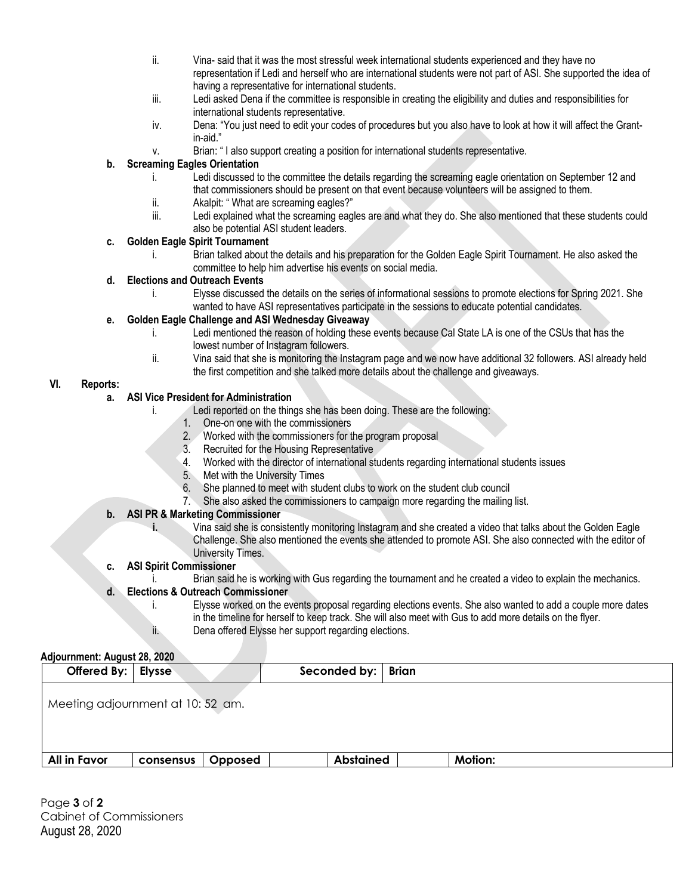ii. Vina- said that it was the most stressful week international students experienced and they have no representation if Ledi and herself who are international students were not part of ASI. She supported the idea of having a representative for international students.

iii. Ledi asked Dena if the committee is responsible in creating the eligibility and duties and responsibilities for international students representative.

iv. Dena: "You just need to edit your codes of procedures but you also have to look at how it will affect the Grant-in-aid."

v. Brian: " I also support creating a position for international students representative.

**b. Screaming Eagles Orientation**

i. Ledi discussed to the committee the details regarding the screaming eagle orientation on September 12 and that commissioners should be present on that event because volunteers will be assigned to them.

ii. Akalpit: " What are screaming eagles?"

iii. Ledi explained what the screaming eagles are and what they do. She also mentioned that these students could also be potential ASI student leaders.

**c. Golden Eagle Spirit Tournament**

i. Brian talked about the details and his preparation for the Golden Eagle Spirit Tournament. He also asked the committee to help him advertise his events on social media.

**d. Elections and Outreach Events**

i. Elysse discussed the details on the series of informational sessions to promote elections for Spring 2021. She wanted to have ASI representatives participate in the sessions to educate potential candidates.

**e. Golden Eagle Challenge and ASI Wednesday Giveaway**

i. Ledi mentioned the reason of holding these events because Cal State LA is one of the CSUs that has the lowest number of Instagram followers.

ii. Vina said that she is monitoring the Instagram page and we now have additional 32 followers. ASI already held the first competition and she talked more details about the challenge and giveaways.

**VI. Reports:**

**a. ASI Vice President for Administration**

i. Ledi reported on the things she has been doing. These are the following:

1. One-on one with the commissioners
2. Worked with the commissioners for the program proposal
3. Recruited for the Housing Representative
4. Worked with the director of international students regarding international students issues
5. Met with the University Times
6. She planned to meet with student clubs to work on the student club council
7. She also asked the commissioners to campaign more regarding the mailing list.

**b. ASI PR & Marketing Commissioner**

**i.** Vina said she is consistently monitoring Instagram and she created a video that talks about the Golden Eagle Challenge. She also mentioned the events she attended to promote ASI. She also connected with the editor of University Times.

**c. ASI Spirit Commissioner**

i. Brian said he is working with Gus regarding the tournament and he created a video to explain the mechanics.

**d. Elections & Outreach Commissioner**

i. Elysse worked on the events proposal regarding elections events. She also wanted to add a couple more dates in the timeline for herself to keep track. She will also meet with Gus to add more details on the flyer.

ii. Dena offered Elysse her support regarding elections.

**Adjournment: August 28, 2020**

| | | | | | | |
|---|---|---|---|---|---|---|
| **Offered By:** | **Elysse** | | **Seconded by:** | **Brian** | | |
| Meeting adjournment at 10: 52 am. | | | | | | |
| **All in Favor** | **consensus** | **Opposed** | | **Abstained** | | **Motion:** |